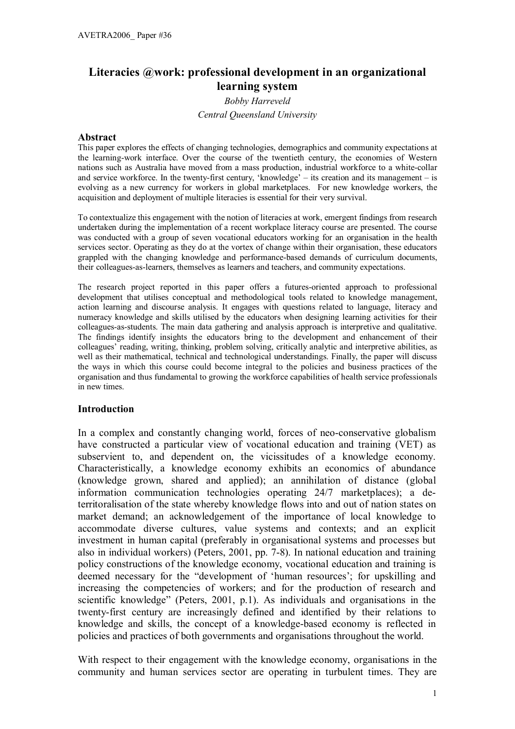# Literacies @work: professional development in an organizational learning system

*Bobby Harreveld*

*Central Queensland University*

## Abstract

This paper explores the effects of changing technologies, demographics and community expectations at the learning-work interface. Over the course of the twentieth century, the economies of Western nations such as Australia have moved from a mass production, industrial workforce to a white-collar and service workforce. In the twenty-first century, 'knowledge' – its creation and its management – is evolving as a new currency for workers in global marketplaces. For new knowledge workers, the acquisition and deployment of multiple literacies is essential for their very survival.

To contextualize this engagement with the notion of literacies at work, emergent findings from research undertaken during the implementation of a recent workplace literacy course are presented. The course was conducted with a group of seven vocational educators working for an organisation in the health services sector. Operating as they do at the vortex of change within their organisation, these educators grappled with the changing knowledge and performance-based demands of curriculum documents, their colleagues-as-learners, themselves as learners and teachers, and community expectations.

The research project reported in this paper offers a futures-oriented approach to professional development that utilises conceptual and methodological tools related to knowledge management, action learning and discourse analysis. It engages with questions related to language, literacy and numeracy knowledge and skills utilised by the educators when designing learning activities for their colleagues-as-students. The main data gathering and analysis approach is interpretive and qualitative. The findings identify insights the educators bring to the development and enhancement of their colleagues' reading, writing, thinking, problem solving, critically analytic and interpretive abilities, as well as their mathematical, technical and technological understandings. Finally, the paper will discuss the ways in which this course could become integral to the policies and business practices of the organisation and thus fundamental to growing the workforce capabilities of health service professionals in new times.

## Introduction

In a complex and constantly changing world, forces of neo-conservative globalism have constructed a particular view of vocational education and training (VET) as subservient to, and dependent on, the vicissitudes of a knowledge economy. Characteristically, a knowledge economy exhibits an economics of abundance (knowledge grown, shared and applied); an annihilation of distance (global information communication technologies operating 24/7 marketplaces); a de-territoralisation of the state whereby knowledge flows into and out of nation states on market demand; an acknowledgement of the importance of local knowledge to accommodate diverse cultures, value systems and contexts; and an explicit investment in human capital (preferably in organisational systems and processes but also in individual workers) (Peters, 2001, pp. 7-8). In national education and training policy constructions of the knowledge economy, vocational education and training is deemed necessary for the "development of 'human resources'; for upskilling and increasing the competencies of workers; and for the production of research and scientific knowledge" (Peters, 2001, p.1). As individuals and organisations in the twenty-first century are increasingly defined and identified by their relations to knowledge and skills, the concept of a knowledge-based economy is reflected in policies and practices of both governments and organisations throughout the world.

With respect to their engagement with the knowledge economy, organisations in the community and human services sector are operating in turbulent times. They are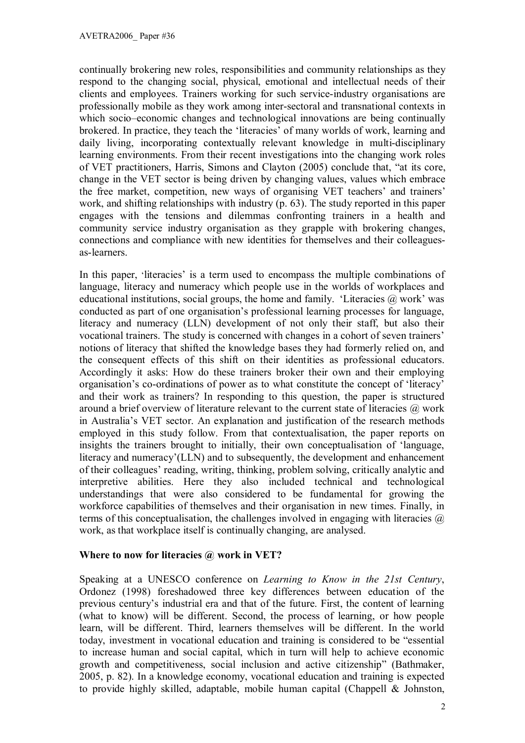continually brokering new roles, responsibilities and community relationships as they respond to the changing social, physical, emotional and intellectual needs of their clients and employees. Trainers working for such service-industry organisations are professionally mobile as they work among inter-sectoral and transnational contexts in which socio–economic changes and technological innovations are being continually brokered. In practice, they teach the 'literacies' of many worlds of work, learning and daily living, incorporating contextually relevant knowledge in multi-disciplinary learning environments. From their recent investigations into the changing work roles of VET practitioners, Harris, Simons and Clayton (2005) conclude that, "at its core, change in the VET sector is being driven by changing values, values which embrace the free market, competition, new ways of organising VET teachers' and trainers' work, and shifting relationships with industry (p. 63). The study reported in this paper engages with the tensions and dilemmas confronting trainers in a health and community service industry organisation as they grapple with brokering changes, connections and compliance with new identities for themselves and their colleagues-as-learners.

In this paper, 'literacies' is a term used to encompass the multiple combinations of language, literacy and numeracy which people use in the worlds of workplaces and educational institutions, social groups, the home and family. 'Literacies @ work' was conducted as part of one organisation's professional learning processes for language, literacy and numeracy (LLN) development of not only their staff, but also their vocational trainers. The study is concerned with changes in a cohort of seven trainers' notions of literacy that shifted the knowledge bases they had formerly relied on, and the consequent effects of this shift on their identities as professional educators. Accordingly it asks: How do these trainers broker their own and their employing organisation's co-ordinations of power as to what constitute the concept of 'literacy' and their work as trainers? In responding to this question, the paper is structured around a brief overview of literature relevant to the current state of literacies @ work in Australia's VET sector. An explanation and justification of the research methods employed in this study follow. From that contextualisation, the paper reports on insights the trainers brought to initially, their own conceptualisation of 'language, literacy and numeracy'(LLN) and to subsequently, the development and enhancement of their colleagues' reading, writing, thinking, problem solving, critically analytic and interpretive abilities. Here they also included technical and technological understandings that were also considered to be fundamental for growing the workforce capabilities of themselves and their organisation in new times. Finally, in terms of this conceptualisation, the challenges involved in engaging with literacies @ work, as that workplace itself is continually changing, are analysed.

## Where to now for literacies @ work in VET?

Speaking at a UNESCO conference on *Learning to Know in the 21st Century*, Ordonez (1998) foreshadowed three key differences between education of the previous century's industrial era and that of the future. First, the content of learning (what to know) will be different. Second, the process of learning, or how people learn, will be different. Third, learners themselves will be different. In the world today, investment in vocational education and training is considered to be "essential to increase human and social capital, which in turn will help to achieve economic growth and competitiveness, social inclusion and active citizenship" (Bathmaker, 2005, p. 82). In a knowledge economy, vocational education and training is expected to provide highly skilled, adaptable, mobile human capital (Chappell & Johnston,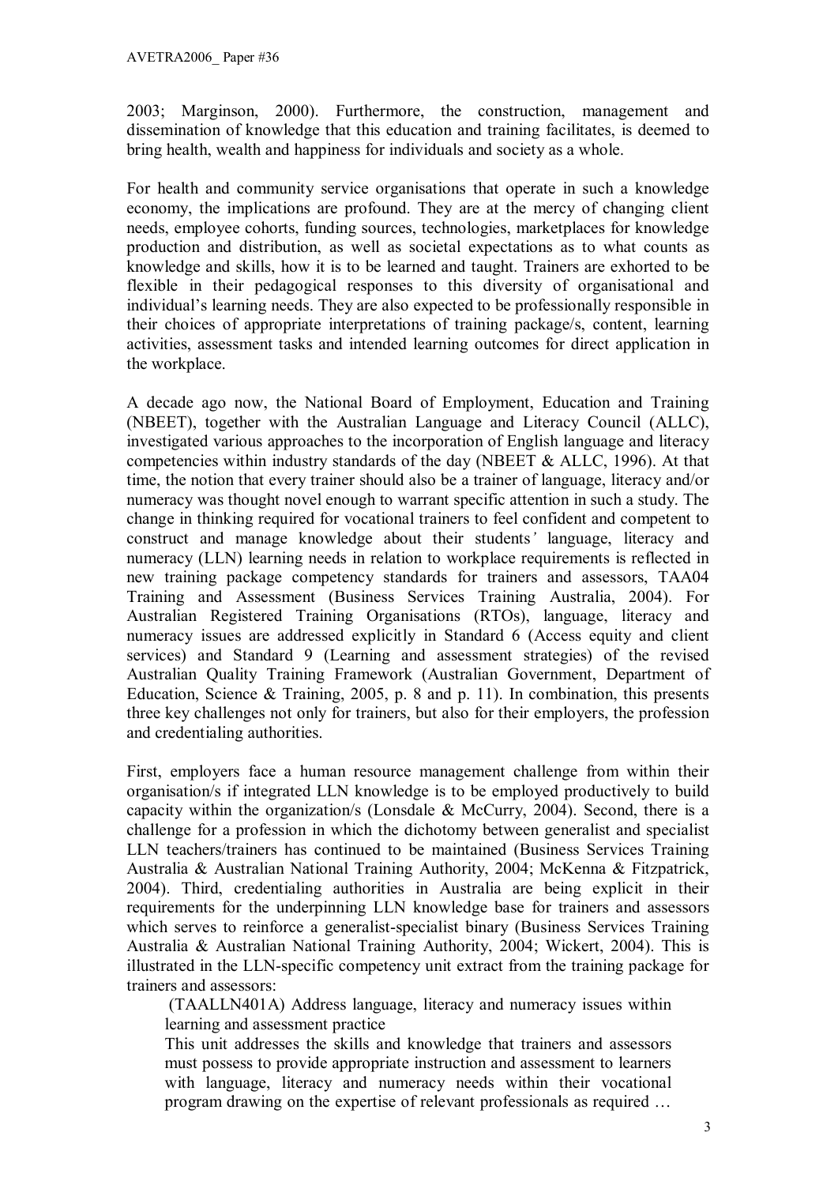2003; Marginson, 2000). Furthermore, the construction, management and dissemination of knowledge that this education and training facilitates, is deemed to bring health, wealth and happiness for individuals and society as a whole.

For health and community service organisations that operate in such a knowledge economy, the implications are profound. They are at the mercy of changing client needs, employee cohorts, funding sources, technologies, marketplaces for knowledge production and distribution, as well as societal expectations as to what counts as knowledge and skills, how it is to be learned and taught. Trainers are exhorted to be flexible in their pedagogical responses to this diversity of organisational and individual's learning needs. They are also expected to be professionally responsible in their choices of appropriate interpretations of training package/s, content, learning activities, assessment tasks and intended learning outcomes for direct application in the workplace.

A decade ago now, the National Board of Employment, Education and Training (NBEET), together with the Australian Language and Literacy Council (ALLC), investigated various approaches to the incorporation of English language and literacy competencies within industry standards of the day (NBEET & ALLC, 1996). At that time, the notion that every trainer should also be a trainer of language, literacy and/or numeracy was thought novel enough to warrant specific attention in such a study. The change in thinking required for vocational trainers to feel confident and competent to construct and manage knowledge about their students' language, literacy and numeracy (LLN) learning needs in relation to workplace requirements is reflected in new training package competency standards for trainers and assessors, TAA04 Training and Assessment (Business Services Training Australia, 2004). For Australian Registered Training Organisations (RTOs), language, literacy and numeracy issues are addressed explicitly in Standard 6 (Access equity and client services) and Standard 9 (Learning and assessment strategies) of the revised Australian Quality Training Framework (Australian Government, Department of Education, Science & Training, 2005, p. 8 and p. 11). In combination, this presents three key challenges not only for trainers, but also for their employers, the profession and credentialing authorities.

First, employers face a human resource management challenge from within their organisation/s if integrated LLN knowledge is to be employed productively to build capacity within the organization/s (Lonsdale & McCurry, 2004). Second, there is a challenge for a profession in which the dichotomy between generalist and specialist LLN teachers/trainers has continued to be maintained (Business Services Training Australia & Australian National Training Authority, 2004; McKenna & Fitzpatrick, 2004). Third, credentialing authorities in Australia are being explicit in their requirements for the underpinning LLN knowledge base for trainers and assessors which serves to reinforce a generalist-specialist binary (Business Services Training Australia & Australian National Training Authority, 2004; Wickert, 2004). This is illustrated in the LLN-specific competency unit extract from the training package for trainers and assessors:

> (TAALLN401A) Address language, literacy and numeracy issues within learning and assessment practice
>
> This unit addresses the skills and knowledge that trainers and assessors must possess to provide appropriate instruction and assessment to learners with language, literacy and numeracy needs within their vocational program drawing on the expertise of relevant professionals as required …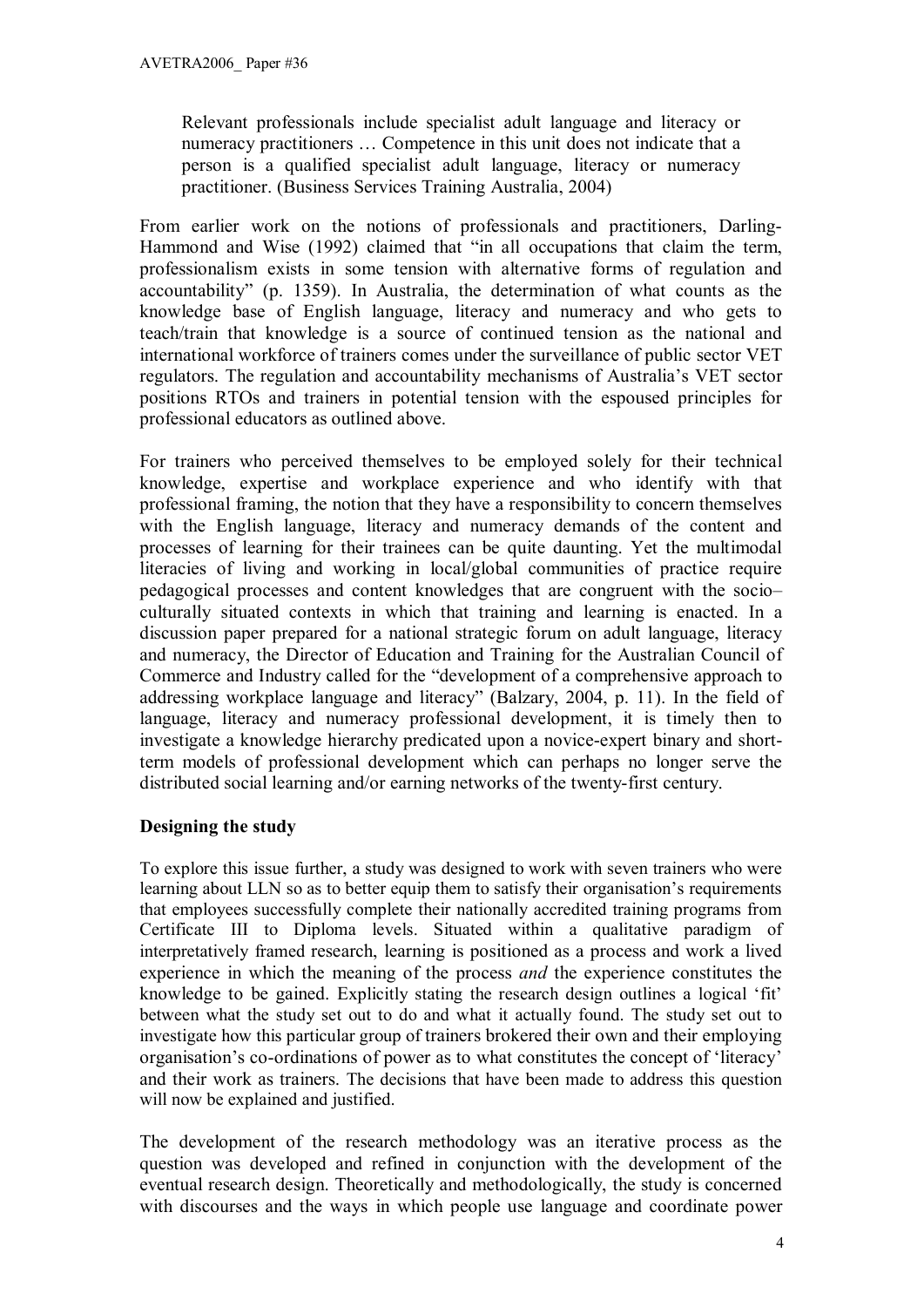> Relevant professionals include specialist adult language and literacy or numeracy practitioners … Competence in this unit does not indicate that a person is a qualified specialist adult language, literacy or numeracy practitioner. (Business Services Training Australia, 2004)

From earlier work on the notions of professionals and practitioners, Darling-Hammond and Wise (1992) claimed that "in all occupations that claim the term, professionalism exists in some tension with alternative forms of regulation and accountability" (p. 1359). In Australia, the determination of what counts as the knowledge base of English language, literacy and numeracy and who gets to teach/train that knowledge is a source of continued tension as the national and international workforce of trainers comes under the surveillance of public sector VET regulators. The regulation and accountability mechanisms of Australia's VET sector positions RTOs and trainers in potential tension with the espoused principles for professional educators as outlined above.

For trainers who perceived themselves to be employed solely for their technical knowledge, expertise and workplace experience and who identify with that professional framing, the notion that they have a responsibility to concern themselves with the English language, literacy and numeracy demands of the content and processes of learning for their trainees can be quite daunting. Yet the multimodal literacies of living and working in local/global communities of practice require pedagogical processes and content knowledges that are congruent with the socio–culturally situated contexts in which that training and learning is enacted. In a discussion paper prepared for a national strategic forum on adult language, literacy and numeracy, the Director of Education and Training for the Australian Council of Commerce and Industry called for the "development of a comprehensive approach to addressing workplace language and literacy" (Balzary, 2004, p. 11). In the field of language, literacy and numeracy professional development, it is timely then to investigate a knowledge hierarchy predicated upon a novice-expert binary and short-term models of professional development which can perhaps no longer serve the distributed social learning and/or earning networks of the twenty-first century.

**Designing the study**

To explore this issue further, a study was designed to work with seven trainers who were learning about LLN so as to better equip them to satisfy their organisation's requirements that employees successfully complete their nationally accredited training programs from Certificate III to Diploma levels. Situated within a qualitative paradigm of interpretatively framed research, learning is positioned as a process and work a lived experience in which the meaning of the process *and* the experience constitutes the knowledge to be gained. Explicitly stating the research design outlines a logical 'fit' between what the study set out to do and what it actually found. The study set out to investigate how this particular group of trainers brokered their own and their employing organisation's co-ordinations of power as to what constitutes the concept of 'literacy' and their work as trainers. The decisions that have been made to address this question will now be explained and justified.

The development of the research methodology was an iterative process as the question was developed and refined in conjunction with the development of the eventual research design. Theoretically and methodologically, the study is concerned with discourses and the ways in which people use language and coordinate power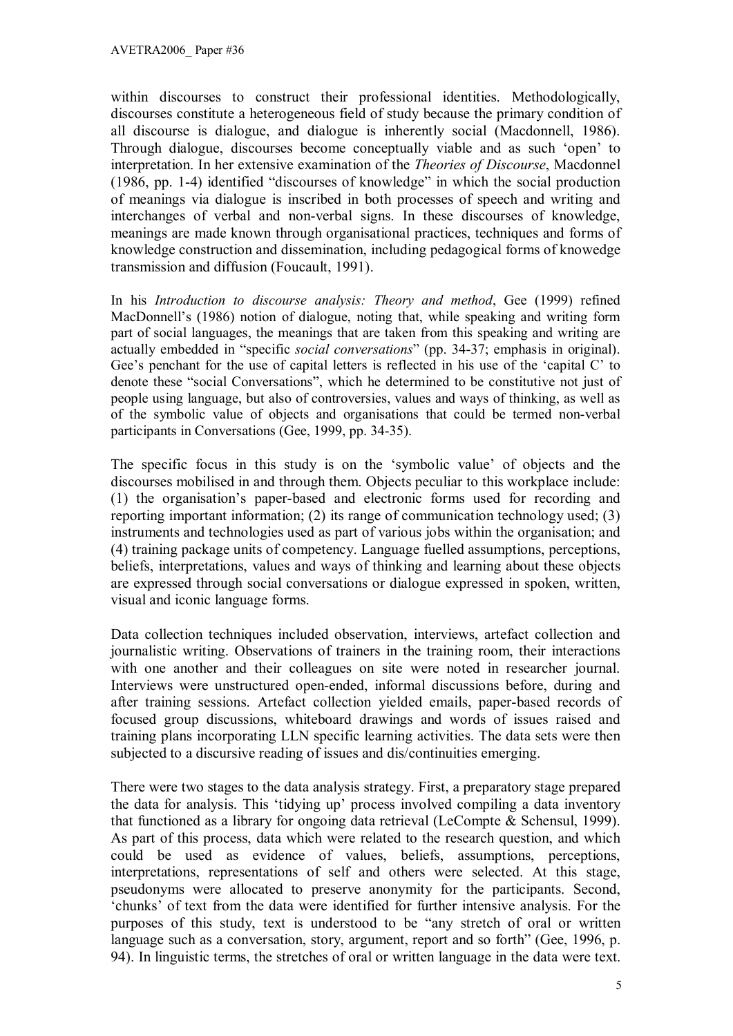within discourses to construct their professional identities. Methodologically, discourses constitute a heterogeneous field of study because the primary condition of all discourse is dialogue, and dialogue is inherently social (Macdonnell, 1986). Through dialogue, discourses become conceptually viable and as such 'open' to interpretation. In her extensive examination of the *Theories of Discourse*, Macdonnel (1986, pp. 1-4) identified "discourses of knowledge" in which the social production of meanings via dialogue is inscribed in both processes of speech and writing and interchanges of verbal and non-verbal signs. In these discourses of knowledge, meanings are made known through organisational practices, techniques and forms of knowledge construction and dissemination, including pedagogical forms of knowedge transmission and diffusion (Foucault, 1991).

In his *Introduction to discourse analysis: Theory and method*, Gee (1999) refined MacDonnell's (1986) notion of dialogue, noting that, while speaking and writing form part of social languages, the meanings that are taken from this speaking and writing are actually embedded in "specific *social conversations*" (pp. 34-37; emphasis in original). Gee's penchant for the use of capital letters is reflected in his use of the 'capital C' to denote these "social Conversations", which he determined to be constitutive not just of people using language, but also of controversies, values and ways of thinking, as well as of the symbolic value of objects and organisations that could be termed non-verbal participants in Conversations (Gee, 1999, pp. 34-35).

The specific focus in this study is on the 'symbolic value' of objects and the discourses mobilised in and through them. Objects peculiar to this workplace include: (1) the organisation's paper-based and electronic forms used for recording and reporting important information; (2) its range of communication technology used; (3) instruments and technologies used as part of various jobs within the organisation; and (4) training package units of competency. Language fuelled assumptions, perceptions, beliefs, interpretations, values and ways of thinking and learning about these objects are expressed through social conversations or dialogue expressed in spoken, written, visual and iconic language forms.

Data collection techniques included observation, interviews, artefact collection and journalistic writing. Observations of trainers in the training room, their interactions with one another and their colleagues on site were noted in researcher journal. Interviews were unstructured open-ended, informal discussions before, during and after training sessions. Artefact collection yielded emails, paper-based records of focused group discussions, whiteboard drawings and words of issues raised and training plans incorporating LLN specific learning activities. The data sets were then subjected to a discursive reading of issues and dis/continuities emerging.

There were two stages to the data analysis strategy. First, a preparatory stage prepared the data for analysis. This 'tidying up' process involved compiling a data inventory that functioned as a library for ongoing data retrieval (LeCompte & Schensul, 1999). As part of this process, data which were related to the research question, and which could be used as evidence of values, beliefs, assumptions, perceptions, interpretations, representations of self and others were selected. At this stage, pseudonyms were allocated to preserve anonymity for the participants. Second, 'chunks' of text from the data were identified for further intensive analysis. For the purposes of this study, text is understood to be "any stretch of oral or written language such as a conversation, story, argument, report and so forth" (Gee, 1996, p. 94). In linguistic terms, the stretches of oral or written language in the data were text.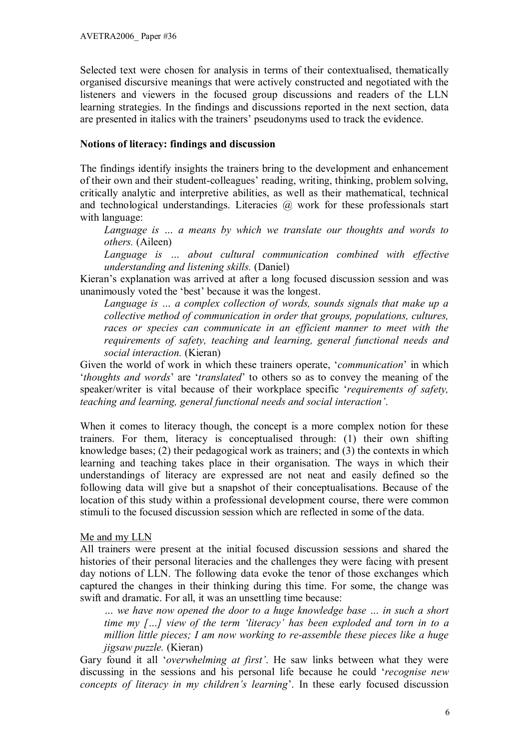Selected text were chosen for analysis in terms of their contextualised, thematically organised discursive meanings that were actively constructed and negotiated with the listeners and viewers in the focused group discussions and readers of the LLN learning strategies. In the findings and discussions reported in the next section, data are presented in italics with the trainers' pseudonyms used to track the evidence.

**Notions of literacy: findings and discussion**

The findings identify insights the trainers bring to the development and enhancement of their own and their student-colleagues' reading, writing, thinking, problem solving, critically analytic and interpretive abilities, as well as their mathematical, technical and technological understandings. Literacies @ work for these professionals start with language:

> *Language is … a means by which we translate our thoughts and words to others.* (Aileen)
>
> *Language is … about cultural communication combined with effective understanding and listening skills.* (Daniel)

Kieran's explanation was arrived at after a long focused discussion session and was unanimously voted the 'best' because it was the longest.

> *Language is … a complex collection of words, sounds signals that make up a collective method of communication in order that groups, populations, cultures, races or species can communicate in an efficient manner to meet with the requirements of safety, teaching and learning, general functional needs and social interaction.* (Kieran)

Given the world of work in which these trainers operate, '*communication*' in which '*thoughts and words*' are '*translated*' to others so as to convey the meaning of the speaker/writer is vital because of their workplace specific '*requirements of safety, teaching and learning, general functional needs and social interaction'*.

When it comes to literacy though, the concept is a more complex notion for these trainers. For them, literacy is conceptualised through: (1) their own shifting knowledge bases; (2) their pedagogical work as trainers; and (3) the contexts in which learning and teaching takes place in their organisation. The ways in which their understandings of literacy are expressed are not neat and easily defined so the following data will give but a snapshot of their conceptualisations. Because of the location of this study within a professional development course, there were common stimuli to the focused discussion session which are reflected in some of the data.

Me and my LLN

All trainers were present at the initial focused discussion sessions and shared the histories of their personal literacies and the challenges they were facing with present day notions of LLN. The following data evoke the tenor of those exchanges which captured the changes in their thinking during this time. For some, the change was swift and dramatic. For all, it was an unsettling time because:

> *… we have now opened the door to a huge knowledge base … in such a short time my […] view of the term 'literacy' has been exploded and torn in to a million little pieces; I am now working to re-assemble these pieces like a huge jigsaw puzzle.* (Kieran)

Gary found it all '*overwhelming at first'*. He saw links between what they were discussing in the sessions and his personal life because he could '*recognise new concepts of literacy in my children's learning*'. In these early focused discussion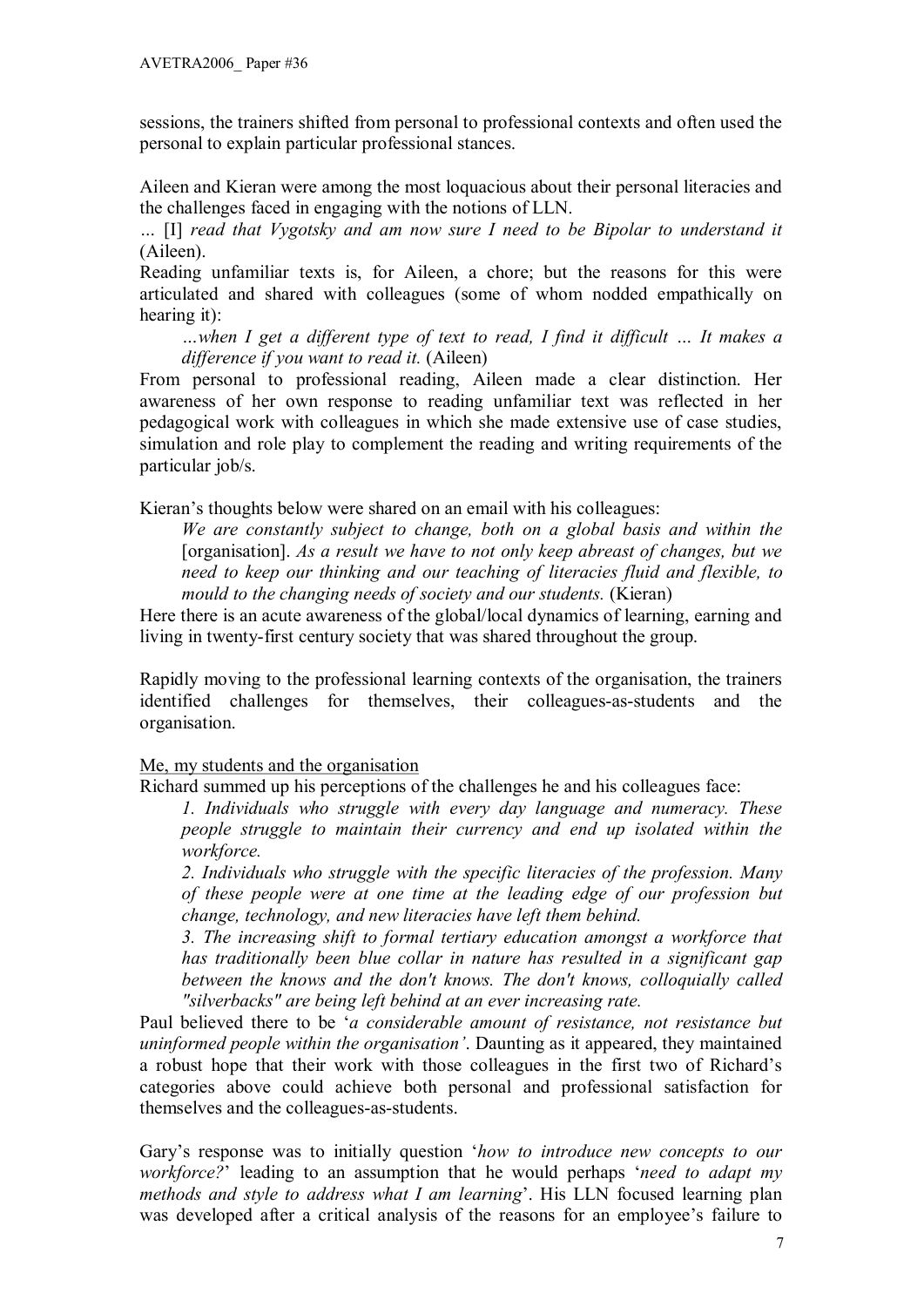sessions, the trainers shifted from personal to professional contexts and often used the personal to explain particular professional stances.

Aileen and Kieran were among the most loquacious about their personal literacies and the challenges faced in engaging with the notions of LLN.

… [I] *read that Vygotsky and am now sure I need to be Bipolar to understand it* (Aileen).

Reading unfamiliar texts is, for Aileen, a chore; but the reasons for this were articulated and shared with colleagues (some of whom nodded empathically on hearing it):

> *…when I get a different type of text to read, I find it difficult … It makes a difference if you want to read it.* (Aileen)

From personal to professional reading, Aileen made a clear distinction. Her awareness of her own response to reading unfamiliar text was reflected in her pedagogical work with colleagues in which she made extensive use of case studies, simulation and role play to complement the reading and writing requirements of the particular job/s.

Kieran's thoughts below were shared on an email with his colleagues:

> *We are constantly subject to change, both on a global basis and within the* [organisation]. *As a result we have to not only keep abreast of changes, but we need to keep our thinking and our teaching of literacies fluid and flexible, to mould to the changing needs of society and our students.* (Kieran)

Here there is an acute awareness of the global/local dynamics of learning, earning and living in twenty-first century society that was shared throughout the group.

Rapidly moving to the professional learning contexts of the organisation, the trainers identified challenges for themselves, their colleagues-as-students and the organisation.

<u>Me, my students and the organisation</u>

Richard summed up his perceptions of the challenges he and his colleagues face:

> *1. Individuals who struggle with every day language and numeracy. These people struggle to maintain their currency and end up isolated within the workforce.*
>
> *2. Individuals who struggle with the specific literacies of the profession. Many of these people were at one time at the leading edge of our profession but change, technology, and new literacies have left them behind.*
>
> *3. The increasing shift to formal tertiary education amongst a workforce that has traditionally been blue collar in nature has resulted in a significant gap between the knows and the don't knows. The don't knows, colloquially called "silverbacks" are being left behind at an ever increasing rate.*

Paul believed there to be '*a considerable amount of resistance, not resistance but uninformed people within the organisation'*. Daunting as it appeared, they maintained a robust hope that their work with those colleagues in the first two of Richard's categories above could achieve both personal and professional satisfaction for themselves and the colleagues-as-students.

Gary's response was to initially question '*how to introduce new concepts to our workforce?*' leading to an assumption that he would perhaps '*need to adapt my methods and style to address what I am learning*'. His LLN focused learning plan was developed after a critical analysis of the reasons for an employee's failure to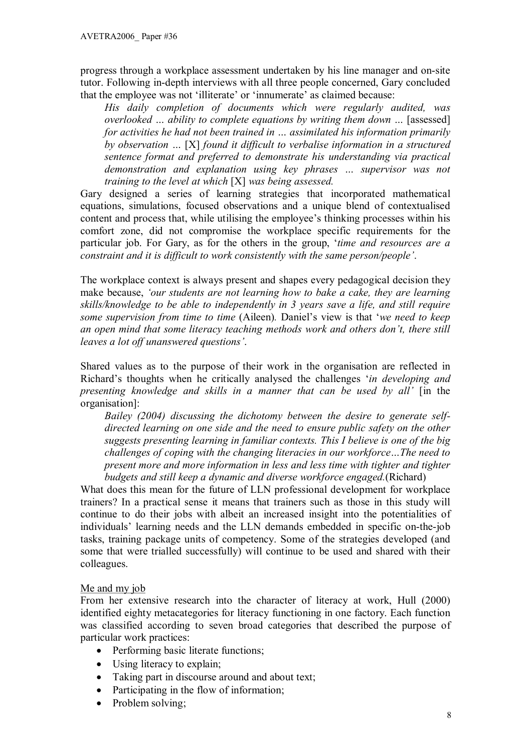progress through a workplace assessment undertaken by his line manager and on-site tutor. Following in-depth interviews with all three people concerned, Gary concluded that the employee was not 'illiterate' or 'innumerate' as claimed because:

> *His daily completion of documents which were regularly audited, was overlooked … ability to complete equations by writing them down …* [assessed] *for activities he had not been trained in … assimilated his information primarily by observation …* [X] *found it difficult to verbalise information in a structured sentence format and preferred to demonstrate his understanding via practical demonstration and explanation using key phrases … supervisor was not training to the level at which* [X] *was being assessed.*

Gary designed a series of learning strategies that incorporated mathematical equations, simulations, focused observations and a unique blend of contextualised content and process that, while utilising the employee's thinking processes within his comfort zone, did not compromise the workplace specific requirements for the particular job. For Gary, as for the others in the group, '*time and resources are a constraint and it is difficult to work consistently with the same person/people'*.

The workplace context is always present and shapes every pedagogical decision they make because, *'our students are not learning how to bake a cake, they are learning skills/knowledge to be able to independently in 3 years save a life, and still require some supervision from time to time* (Aileen). Daniel's view is that '*we need to keep an open mind that some literacy teaching methods work and others don't, there still leaves a lot off unanswered questions'*.

Shared values as to the purpose of their work in the organisation are reflected in Richard's thoughts when he critically analysed the challenges '*in developing and presenting knowledge and skills in a manner that can be used by all'* [in the organisation]:

> *Bailey (2004) discussing the dichotomy between the desire to generate self-directed learning on one side and the need to ensure public safety on the other suggests presenting learning in familiar contexts. This I believe is one of the big challenges of coping with the changing literacies in our workforce…The need to present more and more information in less and less time with tighter and tighter budgets and still keep a dynamic and diverse workforce engaged.*(Richard)

What does this mean for the future of LLN professional development for workplace trainers? In a practical sense it means that trainers such as those in this study will continue to do their jobs with albeit an increased insight into the potentialities of individuals' learning needs and the LLN demands embedded in specific on-the-job tasks, training package units of competency. Some of the strategies developed (and some that were trialled successfully) will continue to be used and shared with their colleagues.

<u>Me and my job</u>

From her extensive research into the character of literacy at work, Hull (2000) identified eighty metacategories for literacy functioning in one factory. Each function was classified according to seven broad categories that described the purpose of particular work practices:

- Performing basic literate functions;
- Using literacy to explain;
- Taking part in discourse around and about text;
- Participating in the flow of information;
- Problem solving;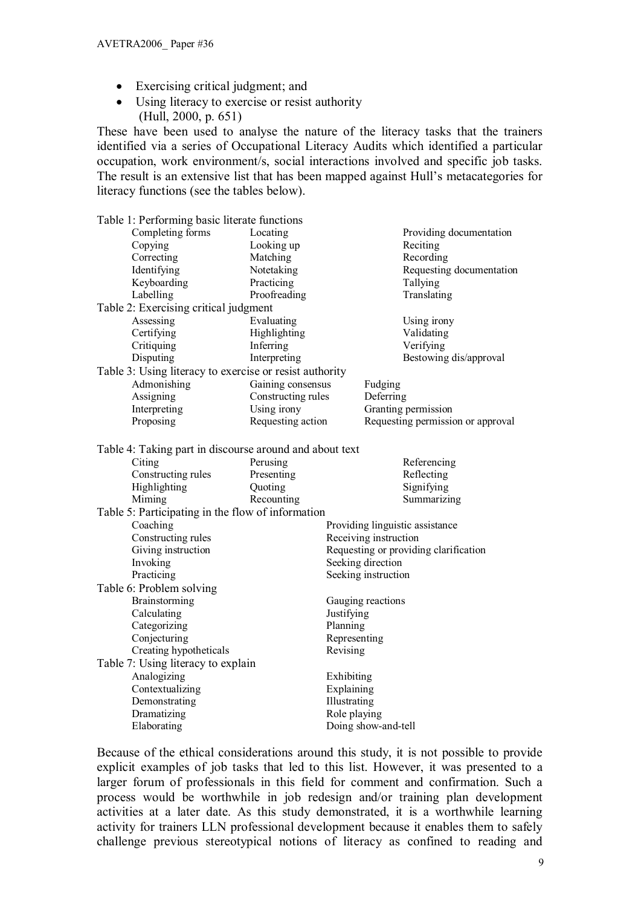- Exercising critical judgment; and
- Using literacy to exercise or resist authority (Hull, 2000, p. 651)

These have been used to analyse the nature of the literacy tasks that the trainers identified via a series of Occupational Literacy Audits which identified a particular occupation, work environment/s, social interactions involved and specific job tasks. The result is an extensive list that has been mapped against Hull's metacategories for literacy functions (see the tables below).

Table 1: Performing basic literate functions

| | | |
|---|---|---|
| Completing forms | Locating | Providing documentation |
| Copying | Looking up | Reciting |
| Correcting | Matching | Recording |
| Identifying | Notetaking | Requesting documentation |
| Keyboarding | Practicing | Tallying |
| Labelling | Proofreading | Translating |

Table 2: Exercising critical judgment

| | | |
|---|---|---|
| Assessing | Evaluating | Using irony |
| Certifying | Highlighting | Validating |
| Critiquing | Inferring | Verifying |
| Disputing | Interpreting | Bestowing dis/approval |

Table 3: Using literacy to exercise or resist authority

| | | |
|---|---|---|
| Admonishing | Gaining consensus | Fudging |
| Assigning | Constructing rules | Deferring |
| Interpreting | Using irony | Granting permission |
| Proposing | Requesting action | Requesting permission or approval |

Table 4: Taking part in discourse around and about text

| | | |
|---|---|---|
| Citing | Perusing | Referencing |
| Constructing rules | Presenting | Reflecting |
| Highlighting | Quoting | Signifying |
| Miming | Recounting | Summarizing |

Table 5: Participating in the flow of information

| | |
|---|---|
| Coaching | Providing linguistic assistance |
| Constructing rules | Receiving instruction |
| Giving instruction | Requesting or providing clarification |
| Invoking | Seeking direction |
| Practicing | Seeking instruction |

Table 6: Problem solving

| | |
|---|---|
| Brainstorming | Gauging reactions |
| Calculating | Justifying |
| Categorizing | Planning |
| Conjecturing | Representing |
| Creating hypotheticals | Revising |

Table 7: Using literacy to explain

| | |
|---|---|
| Analogizing | Exhibiting |
| Contextualizing | Explaining |
| Demonstrating | Illustrating |
| Dramatizing | Role playing |
| Elaborating | Doing show-and-tell |

Because of the ethical considerations around this study, it is not possible to provide explicit examples of job tasks that led to this list. However, it was presented to a larger forum of professionals in this field for comment and confirmation. Such a process would be worthwhile in job redesign and/or training plan development activities at a later date. As this study demonstrated, it is a worthwhile learning activity for trainers LLN professional development because it enables them to safely challenge previous stereotypical notions of literacy as confined to reading and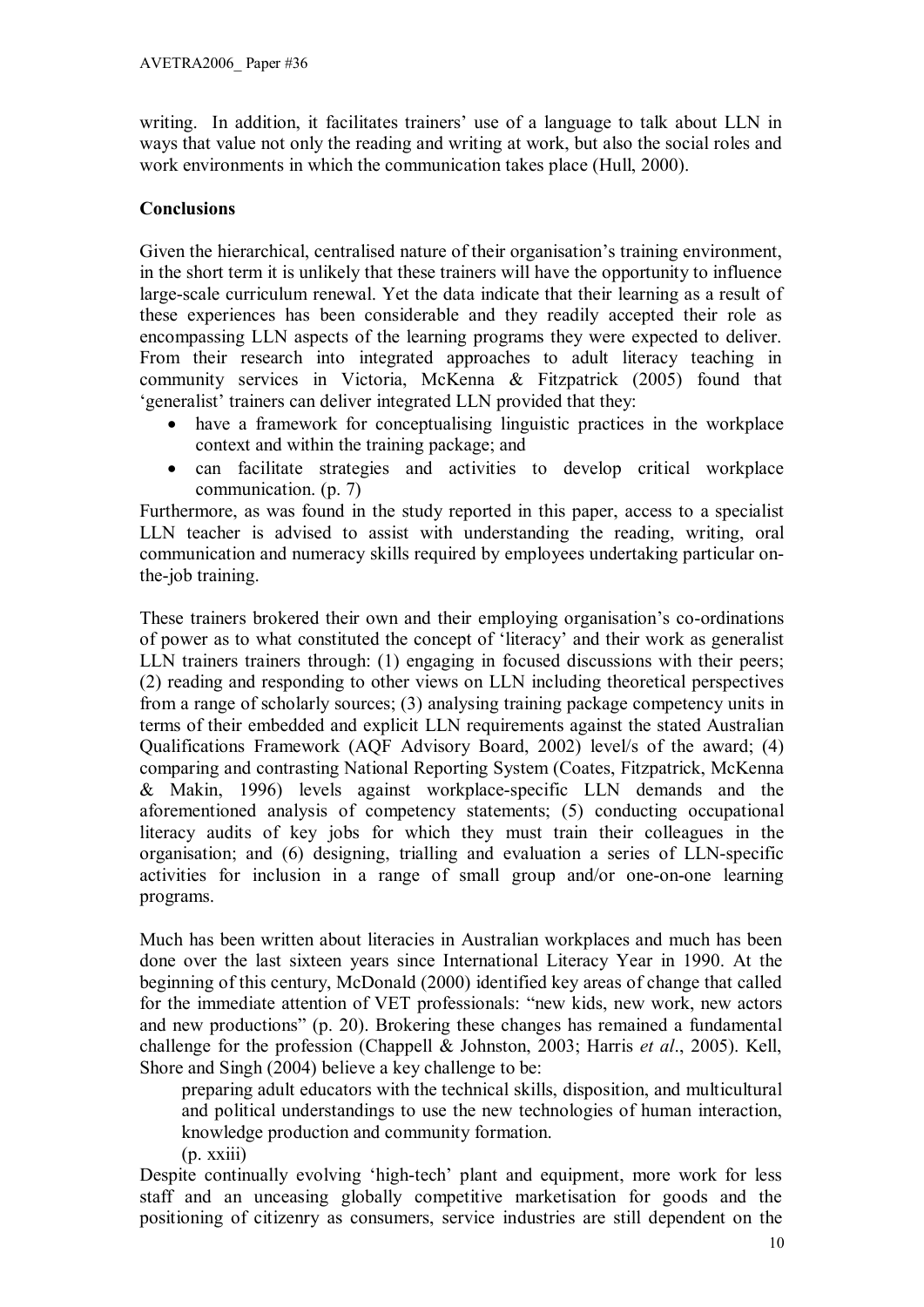writing. In addition, it facilitates trainers' use of a language to talk about LLN in ways that value not only the reading and writing at work, but also the social roles and work environments in which the communication takes place (Hull, 2000).

**Conclusions**

Given the hierarchical, centralised nature of their organisation's training environment, in the short term it is unlikely that these trainers will have the opportunity to influence large-scale curriculum renewal. Yet the data indicate that their learning as a result of these experiences has been considerable and they readily accepted their role as encompassing LLN aspects of the learning programs they were expected to deliver. From their research into integrated approaches to adult literacy teaching in community services in Victoria, McKenna & Fitzpatrick (2005) found that 'generalist' trainers can deliver integrated LLN provided that they:

- have a framework for conceptualising linguistic practices in the workplace context and within the training package; and
- can facilitate strategies and activities to develop critical workplace communication. (p. 7)

Furthermore, as was found in the study reported in this paper, access to a specialist LLN teacher is advised to assist with understanding the reading, writing, oral communication and numeracy skills required by employees undertaking particular on-the-job training.

These trainers brokered their own and their employing organisation's co-ordinations of power as to what constituted the concept of 'literacy' and their work as generalist LLN trainers trainers through: (1) engaging in focused discussions with their peers; (2) reading and responding to other views on LLN including theoretical perspectives from a range of scholarly sources; (3) analysing training package competency units in terms of their embedded and explicit LLN requirements against the stated Australian Qualifications Framework (AQF Advisory Board, 2002) level/s of the award; (4) comparing and contrasting National Reporting System (Coates, Fitzpatrick, McKenna & Makin, 1996) levels against workplace-specific LLN demands and the aforementioned analysis of competency statements; (5) conducting occupational literacy audits of key jobs for which they must train their colleagues in the organisation; and (6) designing, trialling and evaluation a series of LLN-specific activities for inclusion in a range of small group and/or one-on-one learning programs.

Much has been written about literacies in Australian workplaces and much has been done over the last sixteen years since International Literacy Year in 1990. At the beginning of this century, McDonald (2000) identified key areas of change that called for the immediate attention of VET professionals: "new kids, new work, new actors and new productions" (p. 20). Brokering these changes has remained a fundamental challenge for the profession (Chappell & Johnston, 2003; Harris *et al*., 2005). Kell, Shore and Singh (2004) believe a key challenge to be:

> preparing adult educators with the technical skills, disposition, and multicultural and political understandings to use the new technologies of human interaction, knowledge production and community formation.
> (p. xxiii)

Despite continually evolving 'high-tech' plant and equipment, more work for less staff and an unceasing globally competitive marketisation for goods and the positioning of citizenry as consumers, service industries are still dependent on the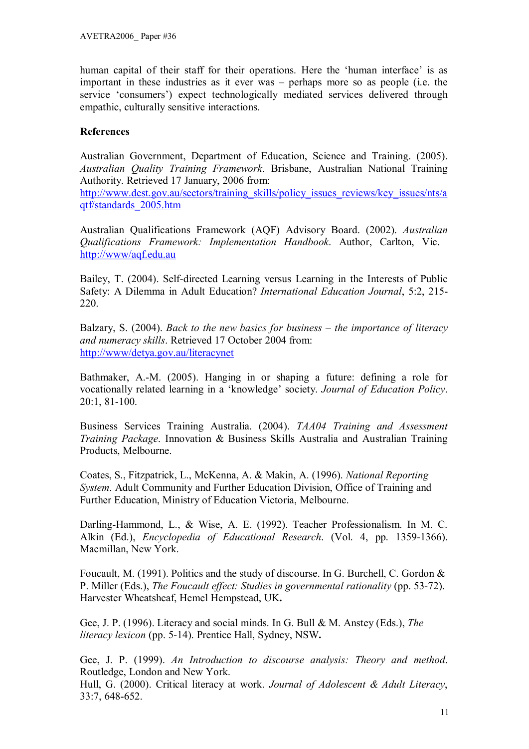human capital of their staff for their operations. Here the 'human interface' is as important in these industries as it ever was – perhaps more so as people (i.e. the service 'consumers') expect technologically mediated services delivered through empathic, culturally sensitive interactions.

**References**

Australian Government, Department of Education, Science and Training. (2005). *Australian Quality Training Framework*. Brisbane, Australian National Training Authority. Retrieved 17 January, 2006 from: http://www.dest.gov.au/sectors/training_skills/policy_issues_reviews/key_issues/nts/aqtf/standards_2005.htm

Australian Qualifications Framework (AQF) Advisory Board. (2002). *Australian Qualifications Framework: Implementation Handbook*. Author, Carlton, Vic. http://www/aqf.edu.au

Bailey, T. (2004). Self-directed Learning versus Learning in the Interests of Public Safety: A Dilemma in Adult Education? *International Education Journal*, 5:2, 215-220.

Balzary, S. (2004). *Back to the new basics for business – the importance of literacy and numeracy skills*. Retrieved 17 October 2004 from: http://www/detya.gov.au/literacynet

Bathmaker, A.-M. (2005). Hanging in or shaping a future: defining a role for vocationally related learning in a 'knowledge' society. *Journal of Education Policy*. 20:1, 81-100.

Business Services Training Australia. (2004). *TAA04 Training and Assessment Training Package*. Innovation & Business Skills Australia and Australian Training Products, Melbourne.

Coates, S., Fitzpatrick, L., McKenna, A. & Makin, A. (1996). *National Reporting System*. Adult Community and Further Education Division, Office of Training and Further Education, Ministry of Education Victoria, Melbourne.

Darling-Hammond, L., & Wise, A. E. (1992). Teacher Professionalism. In M. C. Alkin (Ed.), *Encyclopedia of Educational Research*. (Vol. 4, pp. 1359-1366). Macmillan, New York.

Foucault, M. (1991). Politics and the study of discourse. In G. Burchell, C. Gordon & P. Miller (Eds.), *The Foucault effect: Studies in governmental rationality* (pp. 53-72). Harvester Wheatsheaf, Hemel Hempstead, UK**.**

Gee, J. P. (1996). Literacy and social minds. In G. Bull & M. Anstey (Eds.), *The literacy lexicon* (pp. 5-14). Prentice Hall, Sydney, NSW**.**

Gee, J. P. (1999). *An Introduction to discourse analysis: Theory and method*. Routledge, London and New York.

Hull, G. (2000). Critical literacy at work. *Journal of Adolescent & Adult Literacy*, 33:7, 648-652.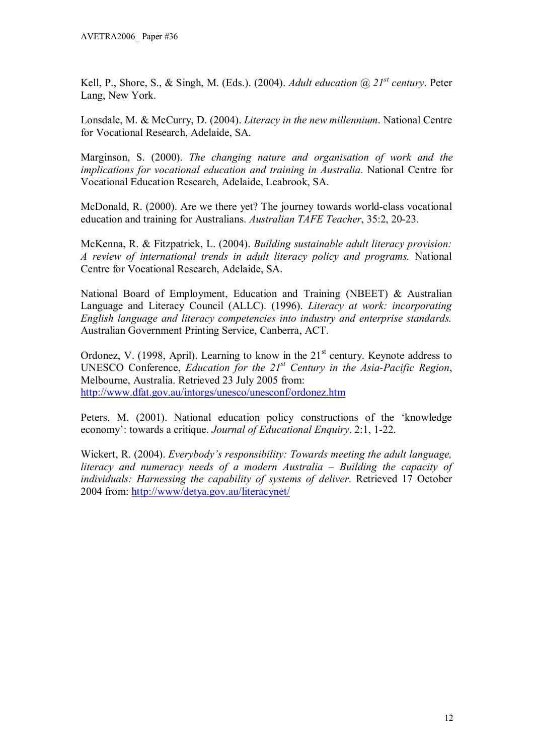Kell, P., Shore, S., & Singh, M. (Eds.). (2004). *Adult education @ 21st century*. Peter Lang, New York.

Lonsdale, M. & McCurry, D. (2004). *Literacy in the new millennium*. National Centre for Vocational Research, Adelaide, SA.

Marginson, S. (2000). *The changing nature and organisation of work and the implications for vocational education and training in Australia*. National Centre for Vocational Education Research, Adelaide, Leabrook, SA.

McDonald, R. (2000). Are we there yet? The journey towards world-class vocational education and training for Australians. *Australian TAFE Teacher*, 35:2, 20-23.

McKenna, R. & Fitzpatrick, L. (2004). *Building sustainable adult literacy provision: A review of international trends in adult literacy policy and programs.* National Centre for Vocational Research, Adelaide, SA.

National Board of Employment, Education and Training (NBEET) & Australian Language and Literacy Council (ALLC). (1996). *Literacy at work: incorporating English language and literacy competencies into industry and enterprise standards.* Australian Government Printing Service, Canberra, ACT.

Ordonez, V. (1998, April). Learning to know in the 21st century. Keynote address to UNESCO Conference, *Education for the 21st Century in the Asia-Pacific Region*, Melbourne, Australia. Retrieved 23 July 2005 from: http://www.dfat.gov.au/intorgs/unesco/unesconf/ordonez.htm

Peters, M. (2001). National education policy constructions of the 'knowledge economy': towards a critique. *Journal of Educational Enquiry*. 2:1, 1-22.

Wickert, R. (2004). *Everybody's responsibility: Towards meeting the adult language, literacy and numeracy needs of a modern Australia – Building the capacity of individuals: Harnessing the capability of systems of deliver*. Retrieved 17 October 2004 from: http://www/detya.gov.au/literacynet/